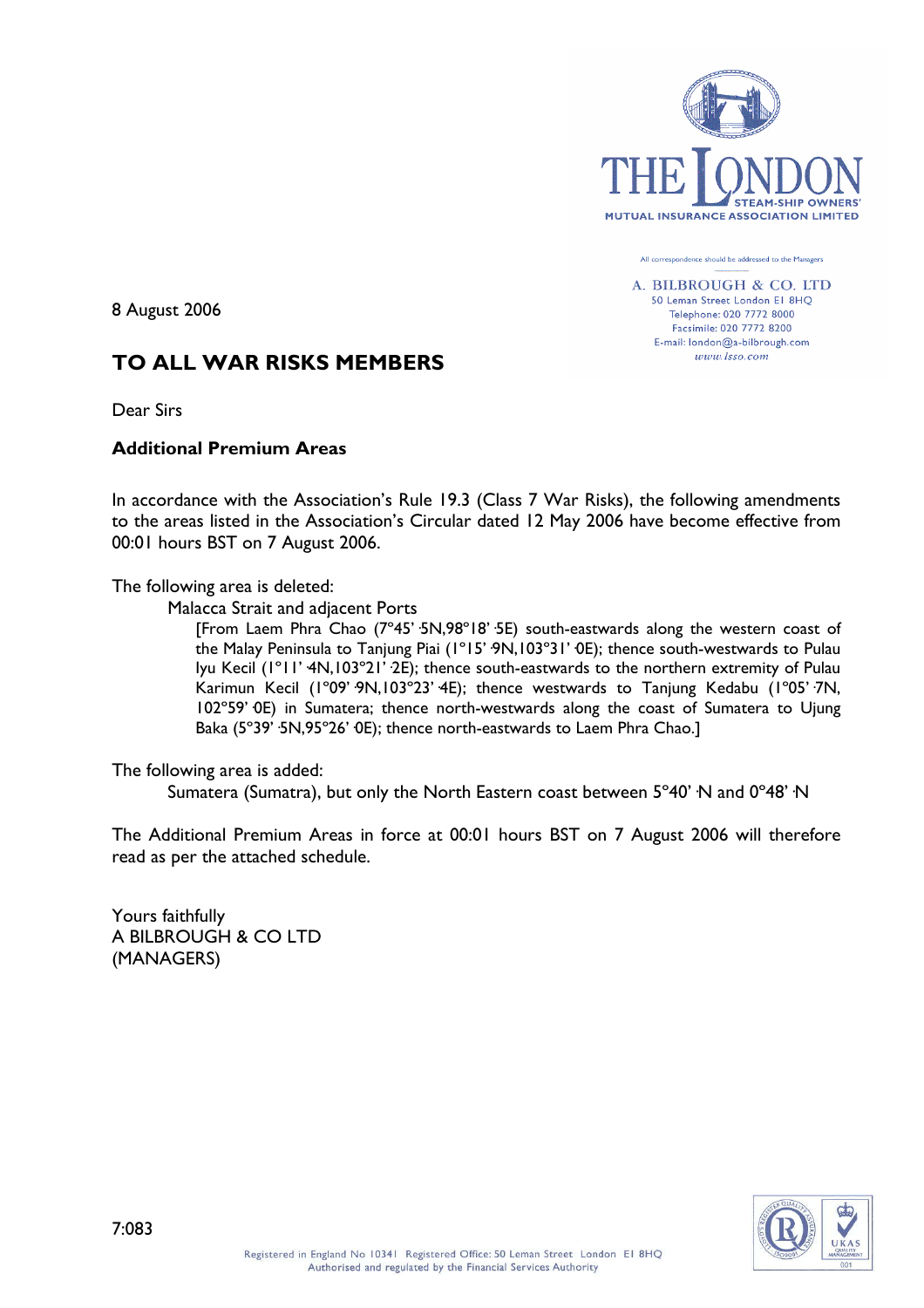THE LONDON STEAM-SHIP OWNERS' MUTUAL INSURANCE ASSOCIATION LIMITED

All correspondence should be addressed to the Managers

A. BILBROUGH & CO. LTD
50 Leman Street London E1 8HQ
Telephone: 020 7772 8000
Facsimile: 020 7772 8200
E-mail: london@a-bilbrough.com
www.lsso.com

8 August 2006

## TO ALL WAR RISKS MEMBERS

Dear Sirs

**Additional Premium Areas**

In accordance with the Association's Rule 19.3 (Class 7 War Risks), the following amendments to the areas listed in the Association's Circular dated 12 May 2006 have become effective from 00:01 hours BST on 7 August 2006.

The following area is deleted:

> Malacca Strait and adjacent Ports
>
> [From Laem Phra Chao (7°45'·5N,98°18'·5E) south-eastwards along the western coast of the Malay Peninsula to Tanjung Piai (1°15'·9N,103°31'·0E); thence south-westwards to Pulau Iyu Kecil (1°11'·4N,103°21'·2E); thence south-eastwards to the northern extremity of Pulau Karimun Kecil (1°09'·9N,103°23'·4E); thence westwards to Tanjung Kedabu (1°05'·7N, 102°59'·0E) in Sumatera; thence north-westwards along the coast of Sumatera to Ujung Baka (5°39'·5N,95°26'·0E); thence north-eastwards to Laem Phra Chao.]

The following area is added:

> Sumatera (Sumatra), but only the North Eastern coast between 5°40'·N and 0°48'·N

The Additional Premium Areas in force at 00:01 hours BST on 7 August 2006 will therefore read as per the attached schedule.

Yours faithfully
A BILBROUGH & CO LTD
(MANAGERS)

7:083

Registered in England No 10341 Registered Office: 50 Leman Street London E1 8HQ
Authorised and regulated by the Financial Services Authority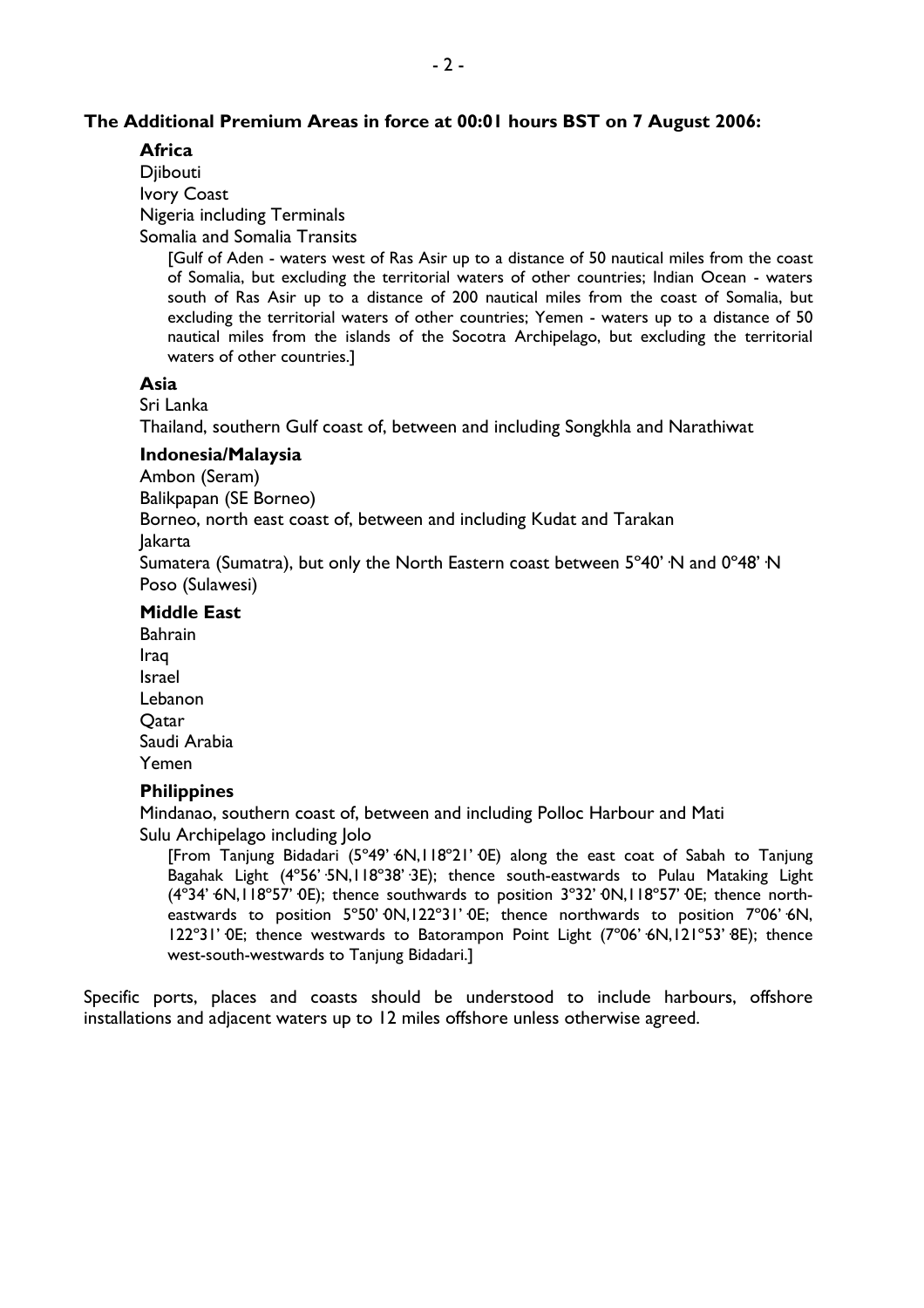**The Additional Premium Areas in force at 00:01 hours BST on 7 August 2006:**

**Africa**

Djibouti
Ivory Coast
Nigeria including Terminals
Somalia and Somalia Transits

> [Gulf of Aden - waters west of Ras Asir up to a distance of 50 nautical miles from the coast of Somalia, but excluding the territorial waters of other countries; Indian Ocean - waters south of Ras Asir up to a distance of 200 nautical miles from the coast of Somalia, but excluding the territorial waters of other countries; Yemen - waters up to a distance of 50 nautical miles from the islands of the Socotra Archipelago, but excluding the territorial waters of other countries.]

**Asia**

Sri Lanka
Thailand, southern Gulf coast of, between and including Songkhla and Narathiwat

**Indonesia/Malaysia**

Ambon (Seram)
Balikpapan (SE Borneo)
Borneo, north east coast of, between and including Kudat and Tarakan
Jakarta
Sumatera (Sumatra), but only the North Eastern coast between 5°40'·N and 0°48'·N
Poso (Sulawesi)

**Middle East**

Bahrain
Iraq
Israel
Lebanon
Qatar
Saudi Arabia
Yemen

**Philippines**

Mindanao, southern coast of, between and including Polloc Harbour and Mati
Sulu Archipelago including Jolo

> [From Tanjung Bidadari (5°49'·6N,118°21'·0E) along the east coat of Sabah to Tanjung Bagahak Light (4°56'·5N,118°38'·3E); thence south-eastwards to Pulau Mataking Light (4°34'·6N,118°57'·0E); thence southwards to position 3°32'·0N,118°57'·0E; thence north-eastwards to position 5°50'·0N,122°31'·0E; thence northwards to position 7°06'·6N, 122°31'·0E; thence westwards to Batorampon Point Light (7°06'·6N,121°53'·8E); thence west-south-westwards to Tanjung Bidadari.]

Specific ports, places and coasts should be understood to include harbours, offshore installations and adjacent waters up to 12 miles offshore unless otherwise agreed.